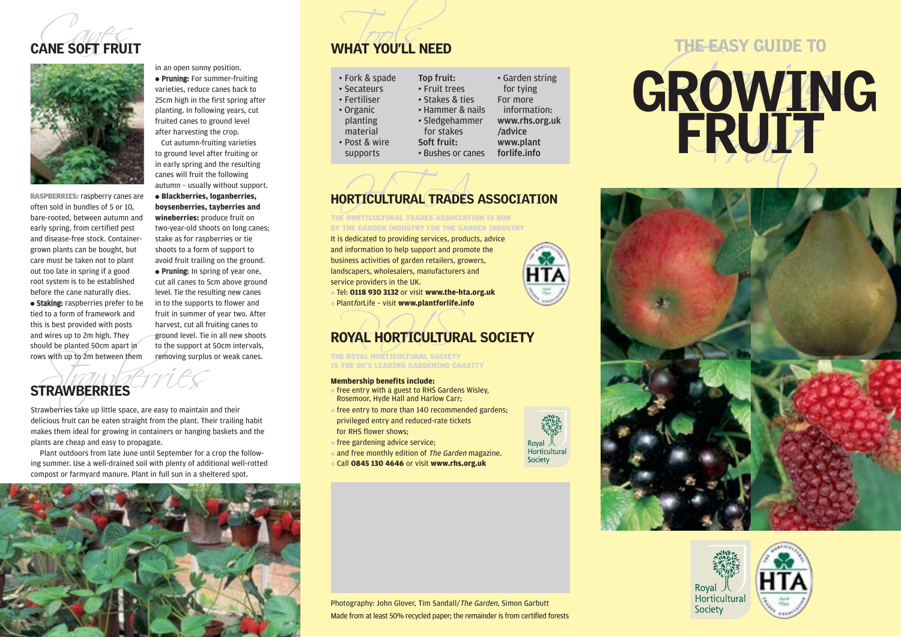## CANE SOFT FRUIT

**RASPBERRIES:** raspberry canes are often sold in bundles of 5 or 10, bare-rooted, between autumn and early spring, from certified pest and disease-free stock. Container-grown plants can be bought, but care must be taken not to plant out too late in spring if a good root system is to be established before the cane naturally dies.

- **Staking:** raspberries prefer to be tied to a form of framework and this is best provided with posts and wires up to 2m high. They should be planted 50cm apart in rows with up to 2m between them in an open sunny position.
- **Pruning:** For summer-fruiting varieties, reduce canes back to 25cm high in the first spring after planting. In following years, cut fruited canes to ground level after harvesting the crop.

Cut autumn-fruiting varieties to ground level after fruiting or in early spring and the resulting canes will fruit the following autumn – usually without support.

- **Blackberries, loganberries, boysenberries, tayberries and wineberries:** produce fruit on two-year-old shoots on long canes; stake as for raspberries or tie shoots to a form of support to avoid fruit trailing on the ground.
- **Pruning:** In spring of year one, cut all canes to 5cm above ground level. Tie the resulting new canes in to the supports to flower and fruit in summer of year two. After harvest, cut all fruiting canes to ground level. Tie in all new shoots to the support at 50cm intervals, removing surplus or weak canes.

## STRAWBERRIES

Strawberries take up little space, are easy to maintain and their delicious fruit can be eaten straight from the plant. Their trailing habit makes them ideal for growing in containers or hanging baskets and the plants are cheap and easy to propagate.

Plant outdoors from late June until September for a crop the following summer. Use a well-drained soil with plenty of additional well-rotted compost or farmyard manure. Plant in full sun in a sheltered spot.

## WHAT YOU'LL NEED

- Fork & spade
- Secateurs
- Fertiliser
- Organic planting material
- Post & wire supports

**Top fruit:**
- Fruit trees
- Stakes & ties
- Hammer & nails
- Sledgehammer for stakes

**Soft fruit:**
- Bushes or canes
- Garden string for tying

For more information: **www.rhs.org.uk/advice** **www.plantforlife.info**

## HORTICULTURAL TRADES ASSOCIATION

THE HORTICULTURAL TRADES ASSOCIATION IS RUN BY THE GARDEN INDUSTRY FOR THE GARDEN INDUSTRY

It is dedicated to providing services, products, advice and information to help support and promote the business activities of garden retailers, growers, landscapers, wholesalers, manufacturers and service providers in the UK.

- Tel: **0118 930 3132** or visit **www.the-hta.org.uk**
- Plant*for*Life – visit **www.plantforlife.info**

## ROYAL HORTICULTURAL SOCIETY

THE ROYAL HORTICULTURAL SOCIETY IS THE UK'S LEADING GARDENING CHARITY

**Membership benefits include:**

- free entry with a guest to RHS Gardens Wisley, Rosemoor, Hyde Hall and Harlow Carr;
- free entry to more than 140 recommended gardens; privileged entry and reduced-rate tickets for RHS flower shows;
- free gardening advice service;
- and free monthly edition of *The Garden* magazine.
- Call **0845 130 4646** or visit **www.rhs.org.uk**

Photography: John Glover, Tim Sandall/*The Garden*, Simon Garbutt

Made from at least 50% recycled paper; the remainder is from certified forests

# THE EASY GUIDE TO GROWING FRUIT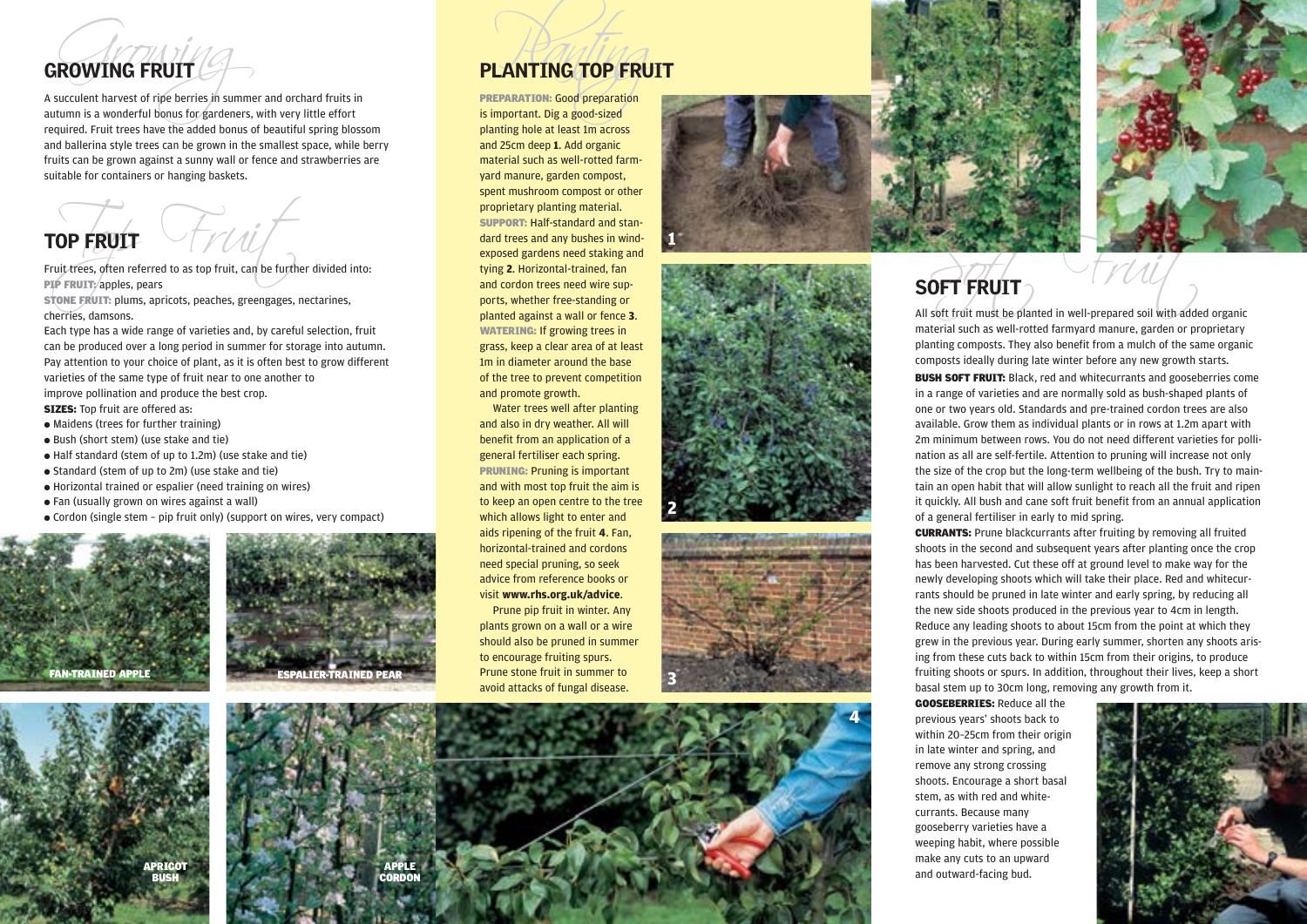## GROWING FRUIT

A succulent harvest of ripe berries in summer and orchard fruits in autumn is a wonderful bonus for gardeners, with very little effort required. Fruit trees have the added bonus of beautiful spring blossom and ballerina style trees can be grown in the smallest space, while berry fruits can be grown against a sunny wall or fence and strawberries are suitable for containers or hanging baskets.

## TOP FRUIT

Fruit trees, often referred to as top fruit, can be further divided into:
**PIP FRUIT:** apples, pears
**STONE FRUIT:** plums, apricots, peaches, greengages, nectarines, cherries, damsons.
Each type has a wide range of varieties and, by careful selection, fruit can be produced over a long period in summer for storage into autumn. Pay attention to your choice of plant, as it is often best to grow different varieties of the same type of fruit near to one another to improve pollination and produce the best crop.
**SIZES:** Top fruit are offered as:

- Maidens (trees for further training)
- Bush (short stem) (use stake and tie)
- Half standard (stem of up to 1.2m) (use stake and tie)
- Standard (stem of up to 2m) (use stake and tie)
- Horizontal trained or espalier (need training on wires)
- Fan (usually grown on wires against a wall)
- Cordon (single stem – pip fruit only) (support on wires, very compact)

FAN-TRAINED APPLE

ESPALIER-TRAINED PEAR

APRICOT BUSH

APPLE CORDON

## PLANTING TOP FRUIT

**PREPARATION:** Good preparation is important. Dig a good-sized planting hole at least 1m across and 25cm deep **1**. Add organic material such as well-rotted farmyard manure, garden compost, spent mushroom compost or other proprietary planting material.
**SUPPORT:** Half-standard and standard trees and any bushes in wind-exposed gardens need staking and tying **2**. Horizontal-trained, fan and cordon trees need wire supports, whether free-standing or planted against a wall or fence **3**.
**WATERING:** If growing trees in grass, keep a clear area of at least 1m in diameter around the base of the tree to prevent competition and promote growth.

Water trees well after planting and also in dry weather. All will benefit from an application of a general fertiliser each spring.
**PRUNING:** Pruning is important and with most top fruit the aim is to keep an open centre to the tree which allows light to enter and aids ripening of the fruit **4**. Fan, horizontal-trained and cordons need special pruning, so seek advice from reference books or visit **www.rhs.org.uk/advice**.

Prune pip fruit in winter. Any plants grown on a wall or a wire should also be pruned in summer to encourage fruiting spurs. Prune stone fruit in summer to avoid attacks of fungal disease.

1

2

3

4

## SOFT FRUIT

All soft fruit must be planted in well-prepared soil with added organic material such as well-rotted farmyard manure, garden or proprietary planting composts. They also benefit from a mulch of the same organic composts ideally during late winter before any new growth starts.
**BUSH SOFT FRUIT:** Black, red and whitecurrants and gooseberries come in a range of varieties and are normally sold as bush-shaped plants of one or two years old. Standards and pre-trained cordon trees are also available. Grow them as individual plants or in rows at 1.2m apart with 2m minimum between rows. You do not need different varieties for pollination as all are self-fertile. Attention to pruning will increase not only the size of the crop but the long-term wellbeing of the bush. Try to maintain an open habit that will allow sunlight to reach all the fruit and ripen it quickly. All bush and cane soft fruit benefit from an annual application of a general fertiliser in early to mid spring.
**CURRANTS:** Prune blackcurrants after fruiting by removing all fruited shoots in the second and subsequent years after planting once the crop has been harvested. Cut these off at ground level to make way for the newly developing shoots which will take their place. Red and whitecurrants should be pruned in late winter and early spring, by reducing all the new side shoots produced in the previous year to 4cm in length. Reduce any leading shoots to about 15cm from the point at which they grew in the previous year. During early summer, shorten any shoots arising from these cuts back to within 15cm from their origins, to produce fruiting shoots or spurs. In addition, throughout their lives, keep a short basal stem up to 30cm long, removing any growth from it.
**GOOSEBERRIES:** Reduce all the previous years' shoots back to within 20-25cm from their origin in late winter and spring, and remove any strong crossing shoots. Encourage a short basal stem, as with red and whitecurrants. Because many gooseberry varieties have a weeping habit, where possible make any cuts to an upward and outward-facing bud.